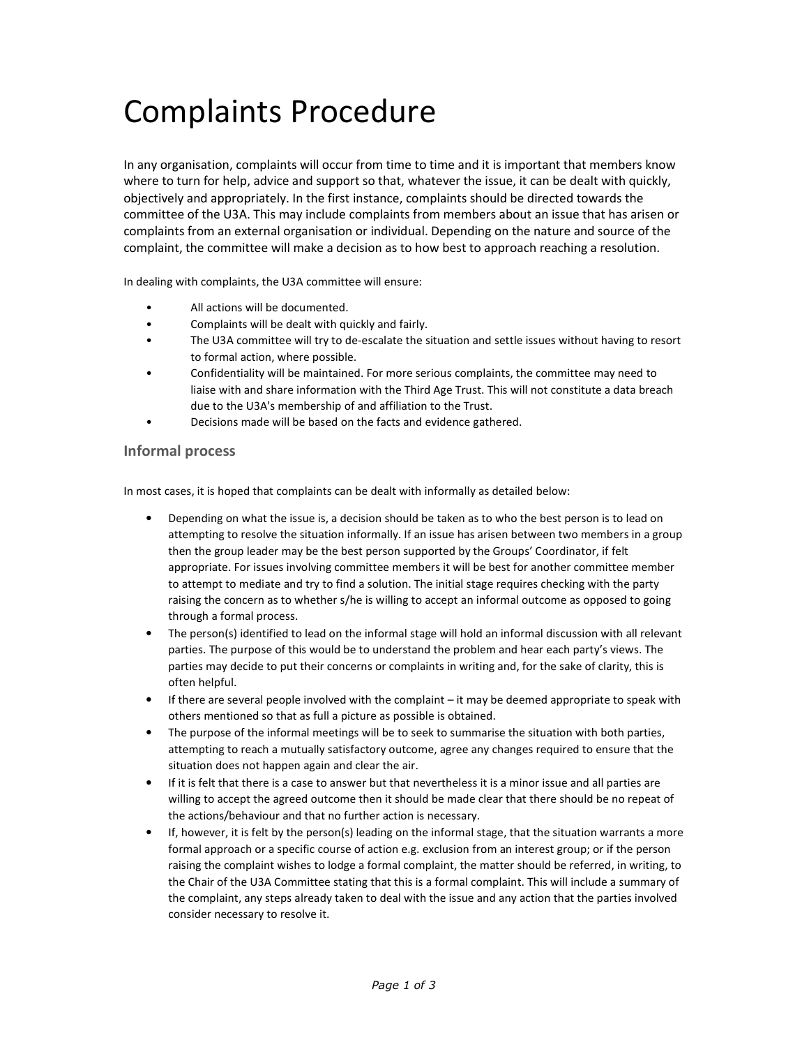# Complaints Procedure

In any organisation, complaints will occur from time to time and it is important that members know where to turn for help, advice and support so that, whatever the issue, it can be dealt with quickly, objectively and appropriately. In the first instance, complaints should be directed towards the committee of the U3A. This may include complaints from members about an issue that has arisen or complaints from an external organisation or individual. Depending on the nature and source of the complaint, the committee will make a decision as to how best to approach reaching a resolution.

In dealing with complaints, the U3A committee will ensure:

- All actions will be documented.
- Complaints will be dealt with quickly and fairly.
- The U3A committee will try to de-escalate the situation and settle issues without having to resort to formal action, where possible.
- Confidentiality will be maintained. For more serious complaints, the committee may need to liaise with and share information with the Third Age Trust. This will not constitute a data breach due to the U3A's membership of and affiliation to the Trust.
- Decisions made will be based on the facts and evidence gathered.

## Informal process

In most cases, it is hoped that complaints can be dealt with informally as detailed below:

- Depending on what the issue is, a decision should be taken as to who the best person is to lead on attempting to resolve the situation informally. If an issue has arisen between two members in a group then the group leader may be the best person supported by the Groups' Coordinator, if felt appropriate. For issues involving committee members it will be best for another committee member to attempt to mediate and try to find a solution. The initial stage requires checking with the party raising the concern as to whether s/he is willing to accept an informal outcome as opposed to going through a formal process.
- The person(s) identified to lead on the informal stage will hold an informal discussion with all relevant parties. The purpose of this would be to understand the problem and hear each party's views. The parties may decide to put their concerns or complaints in writing and, for the sake of clarity, this is often helpful.
- If there are several people involved with the complaint – it may be deemed appropriate to speak with others mentioned so that as full a picture as possible is obtained.
- The purpose of the informal meetings will be to seek to summarise the situation with both parties, attempting to reach a mutually satisfactory outcome, agree any changes required to ensure that the situation does not happen again and clear the air.
- If it is felt that there is a case to answer but that nevertheless it is a minor issue and all parties are willing to accept the agreed outcome then it should be made clear that there should be no repeat of the actions/behaviour and that no further action is necessary.
- If, however, it is felt by the person(s) leading on the informal stage, that the situation warrants a more formal approach or a specific course of action e.g. exclusion from an interest group; or if the person raising the complaint wishes to lodge a formal complaint, the matter should be referred, in writing, to the Chair of the U3A Committee stating that this is a formal complaint. This will include a summary of the complaint, any steps already taken to deal with the issue and any action that the parties involved consider necessary to resolve it.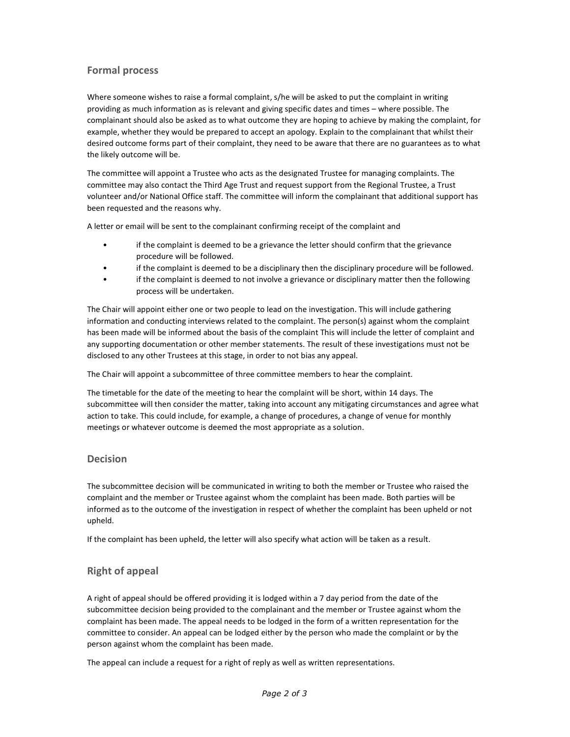## Formal process

Where someone wishes to raise a formal complaint, s/he will be asked to put the complaint in writing providing as much information as is relevant and giving specific dates and times – where possible. The complainant should also be asked as to what outcome they are hoping to achieve by making the complaint, for example, whether they would be prepared to accept an apology. Explain to the complainant that whilst their desired outcome forms part of their complaint, they need to be aware that there are no guarantees as to what the likely outcome will be.

The committee will appoint a Trustee who acts as the designated Trustee for managing complaints. The committee may also contact the Third Age Trust and request support from the Regional Trustee, a Trust volunteer and/or National Office staff. The committee will inform the complainant that additional support has been requested and the reasons why.

A letter or email will be sent to the complainant confirming receipt of the complaint and

- if the complaint is deemed to be a grievance the letter should confirm that the grievance procedure will be followed.
- if the complaint is deemed to be a disciplinary then the disciplinary procedure will be followed.
- if the complaint is deemed to not involve a grievance or disciplinary matter then the following process will be undertaken.

The Chair will appoint either one or two people to lead on the investigation. This will include gathering information and conducting interviews related to the complaint. The person(s) against whom the complaint has been made will be informed about the basis of the complaint This will include the letter of complaint and any supporting documentation or other member statements. The result of these investigations must not be disclosed to any other Trustees at this stage, in order to not bias any appeal.

The Chair will appoint a subcommittee of three committee members to hear the complaint.

The timetable for the date of the meeting to hear the complaint will be short, within 14 days. The subcommittee will then consider the matter, taking into account any mitigating circumstances and agree what action to take. This could include, for example, a change of procedures, a change of venue for monthly meetings or whatever outcome is deemed the most appropriate as a solution.

## Decision

The subcommittee decision will be communicated in writing to both the member or Trustee who raised the complaint and the member or Trustee against whom the complaint has been made. Both parties will be informed as to the outcome of the investigation in respect of whether the complaint has been upheld or not upheld.

If the complaint has been upheld, the letter will also specify what action will be taken as a result.

## Right of appeal

A right of appeal should be offered providing it is lodged within a 7 day period from the date of the subcommittee decision being provided to the complainant and the member or Trustee against whom the complaint has been made. The appeal needs to be lodged in the form of a written representation for the committee to consider. An appeal can be lodged either by the person who made the complaint or by the person against whom the complaint has been made.

The appeal can include a request for a right of reply as well as written representations.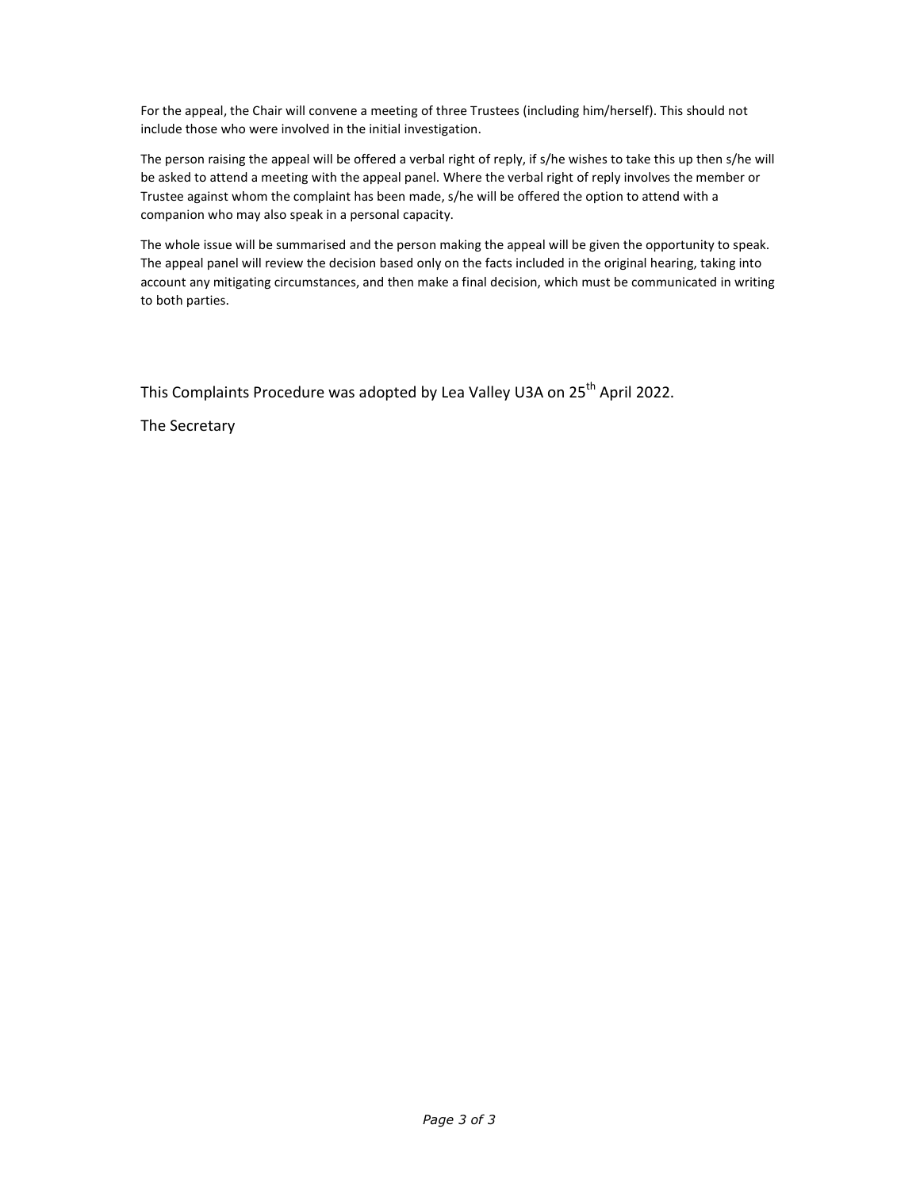For the appeal, the Chair will convene a meeting of three Trustees (including him/herself). This should not include those who were involved in the initial investigation.

The person raising the appeal will be offered a verbal right of reply, if s/he wishes to take this up then s/he will be asked to attend a meeting with the appeal panel. Where the verbal right of reply involves the member or Trustee against whom the complaint has been made, s/he will be offered the option to attend with a companion who may also speak in a personal capacity.

The whole issue will be summarised and the person making the appeal will be given the opportunity to speak. The appeal panel will review the decision based only on the facts included in the original hearing, taking into account any mitigating circumstances, and then make a final decision, which must be communicated in writing to both parties.

This Complaints Procedure was adopted by Lea Valley U3A on 25th April 2022.

The Secretary